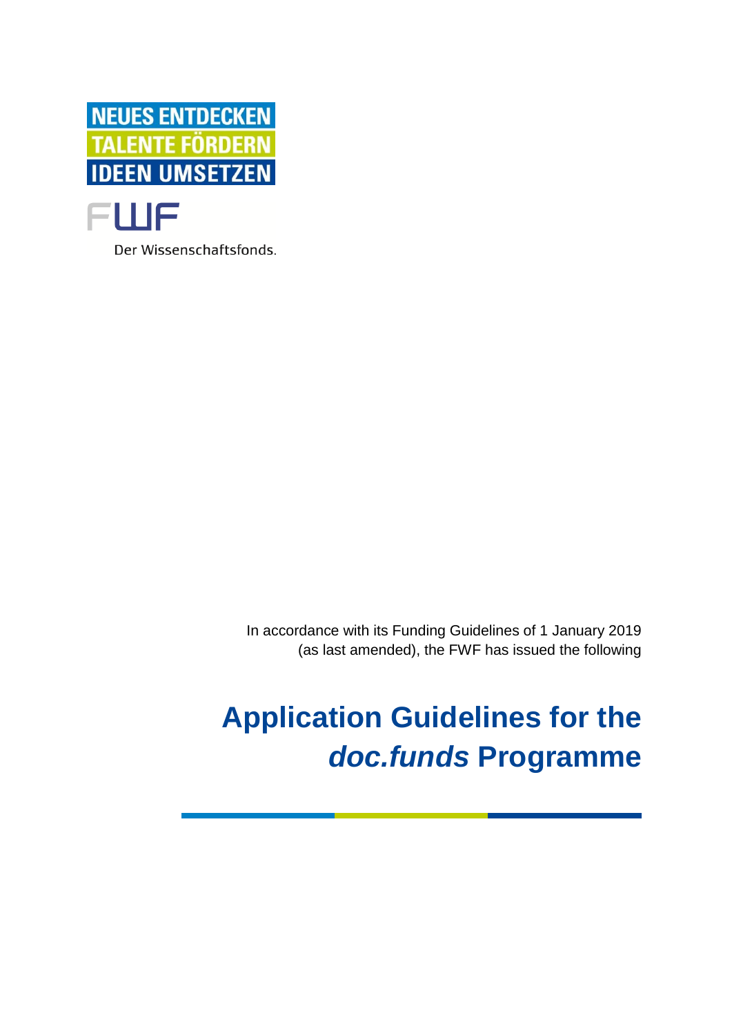NEUES ENTDECKEN
TALENTE FÖRDERN
IDEEN UMSETZEN

FWF

Der Wissenschaftsfonds.

In accordance with its Funding Guidelines of 1 January 2019 (as last amended), the FWF has issued the following

# Application Guidelines for the *doc.funds* Programme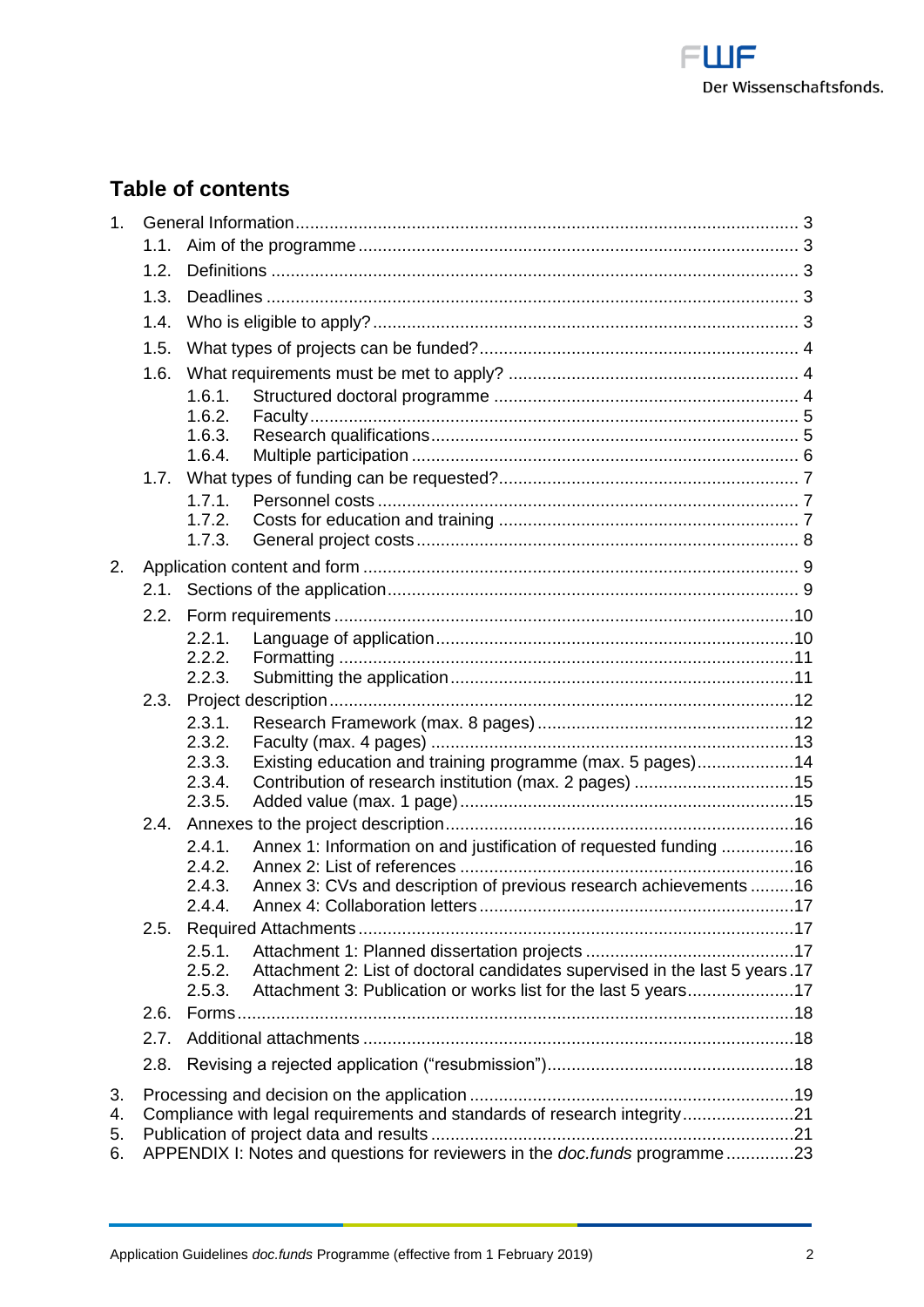## Table of contents

1. General Information ... 3
   - 1.1. Aim of the programme ... 3
   - 1.2. Definitions ... 3
   - 1.3. Deadlines ... 3
   - 1.4. Who is eligible to apply? ... 3
   - 1.5. What types of projects can be funded? ... 4
   - 1.6. What requirements must be met to apply? ... 4
     - 1.6.1. Structured doctoral programme ... 4
     - 1.6.2. Faculty ... 5
     - 1.6.3. Research qualifications ... 5
     - 1.6.4. Multiple participation ... 6
   - 1.7. What types of funding can be requested? ... 7
     - 1.7.1. Personnel costs ... 7
     - 1.7.2. Costs for education and training ... 7
     - 1.7.3. General project costs ... 8
2. Application content and form ... 9
   - 2.1. Sections of the application ... 9
   - 2.2. Form requirements ... 10
     - 2.2.1. Language of application ... 10
     - 2.2.2. Formatting ... 11
     - 2.2.3. Submitting the application ... 11
   - 2.3. Project description ... 12
     - 2.3.1. Research Framework (max. 8 pages) ... 12
     - 2.3.2. Faculty (max. 4 pages) ... 13
     - 2.3.3. Existing education and training programme (max. 5 pages) ... 14
     - 2.3.4. Contribution of research institution (max. 2 pages) ... 15
     - 2.3.5. Added value (max. 1 page) ... 15
   - 2.4. Annexes to the project description ... 16
     - 2.4.1. Annex 1: Information on and justification of requested funding ... 16
     - 2.4.2. Annex 2: List of references ... 16
     - 2.4.3. Annex 3: CVs and description of previous research achievements ... 16
     - 2.4.4. Annex 4: Collaboration letters ... 17
   - 2.5. Required Attachments ... 17
     - 2.5.1. Attachment 1: Planned dissertation projects ... 17
     - 2.5.2. Attachment 2: List of doctoral candidates supervised in the last 5 years ... 17
     - 2.5.3. Attachment 3: Publication or works list for the last 5 years ... 17
   - 2.6. Forms ... 18
   - 2.7. Additional attachments ... 18
   - 2.8. Revising a rejected application ("resubmission") ... 18
3. Processing and decision on the application ... 19
4. Compliance with legal requirements and standards of research integrity ... 21
5. Publication of project data and results ... 21
6. APPENDIX I: Notes and questions for reviewers in the *doc.funds* programme ... 23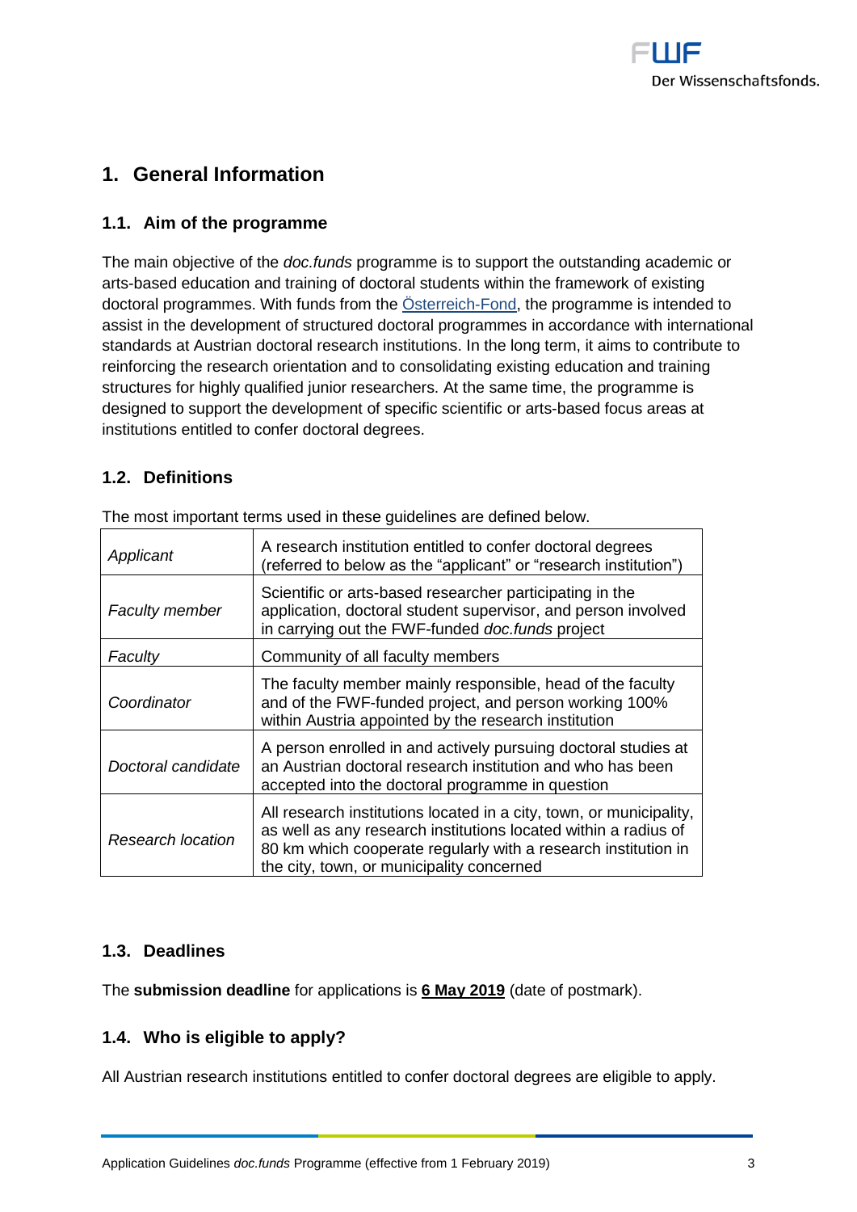# 1. General Information

## 1.1. Aim of the programme

The main objective of the *doc.funds* programme is to support the outstanding academic or arts-based education and training of doctoral students within the framework of existing doctoral programmes. With funds from the Österreich-Fond, the programme is intended to assist in the development of structured doctoral programmes in accordance with international standards at Austrian doctoral research institutions. In the long term, it aims to contribute to reinforcing the research orientation and to consolidating existing education and training structures for highly qualified junior researchers. At the same time, the programme is designed to support the development of specific scientific or arts-based focus areas at institutions entitled to confer doctoral degrees.

## 1.2. Definitions

The most important terms used in these guidelines are defined below.

| | |
|---|---|
| *Applicant* | A research institution entitled to confer doctoral degrees (referred to below as the "applicant" or "research institution") |
| *Faculty member* | Scientific or arts-based researcher participating in the application, doctoral student supervisor, and person involved in carrying out the FWF-funded *doc.funds* project |
| *Faculty* | Community of all faculty members |
| *Coordinator* | The faculty member mainly responsible, head of the faculty and of the FWF-funded project, and person working 100% within Austria appointed by the research institution |
| *Doctoral candidate* | A person enrolled in and actively pursuing doctoral studies at an Austrian doctoral research institution and who has been accepted into the doctoral programme in question |
| *Research location* | All research institutions located in a city, town, or municipality, as well as any research institutions located within a radius of 80 km which cooperate regularly with a research institution in the city, town, or municipality concerned |

## 1.3. Deadlines

The **submission deadline** for applications is **6 May 2019** (date of postmark).

## 1.4. Who is eligible to apply?

All Austrian research institutions entitled to confer doctoral degrees are eligible to apply.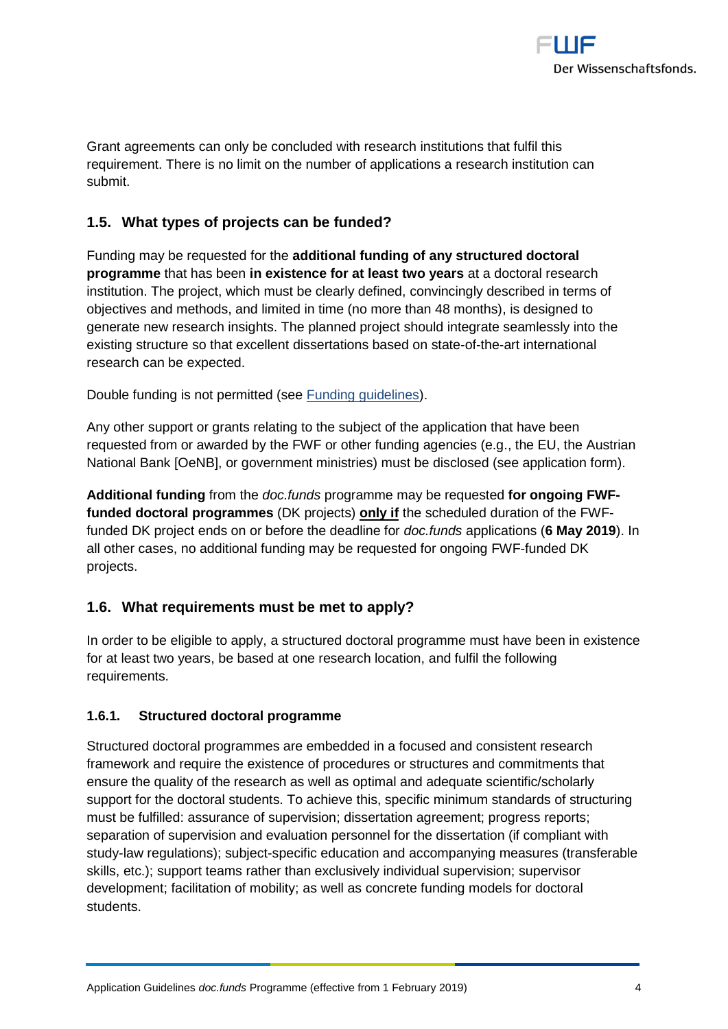Grant agreements can only be concluded with research institutions that fulfil this requirement. There is no limit on the number of applications a research institution can submit.

## 1.5. What types of projects can be funded?

Funding may be requested for the **additional funding of any structured doctoral programme** that has been **in existence for at least two years** at a doctoral research institution. The project, which must be clearly defined, convincingly described in terms of objectives and methods, and limited in time (no more than 48 months), is designed to generate new research insights. The planned project should integrate seamlessly into the existing structure so that excellent dissertations based on state-of-the-art international research can be expected.

Double funding is not permitted (see Funding guidelines).

Any other support or grants relating to the subject of the application that have been requested from or awarded by the FWF or other funding agencies (e.g., the EU, the Austrian National Bank [OeNB], or government ministries) must be disclosed (see application form).

**Additional funding** from the *doc.funds* programme may be requested **for ongoing FWF-funded doctoral programmes** (DK projects) **only if** the scheduled duration of the FWF-funded DK project ends on or before the deadline for *doc.funds* applications (**6 May 2019**). In all other cases, no additional funding may be requested for ongoing FWF-funded DK projects.

## 1.6. What requirements must be met to apply?

In order to be eligible to apply, a structured doctoral programme must have been in existence for at least two years, be based at one research location, and fulfil the following requirements.

### 1.6.1. Structured doctoral programme

Structured doctoral programmes are embedded in a focused and consistent research framework and require the existence of procedures or structures and commitments that ensure the quality of the research as well as optimal and adequate scientific/scholarly support for the doctoral students. To achieve this, specific minimum standards of structuring must be fulfilled: assurance of supervision; dissertation agreement; progress reports; separation of supervision and evaluation personnel for the dissertation (if compliant with study-law regulations); subject-specific education and accompanying measures (transferable skills, etc.); support teams rather than exclusively individual supervision; supervisor development; facilitation of mobility; as well as concrete funding models for doctoral students.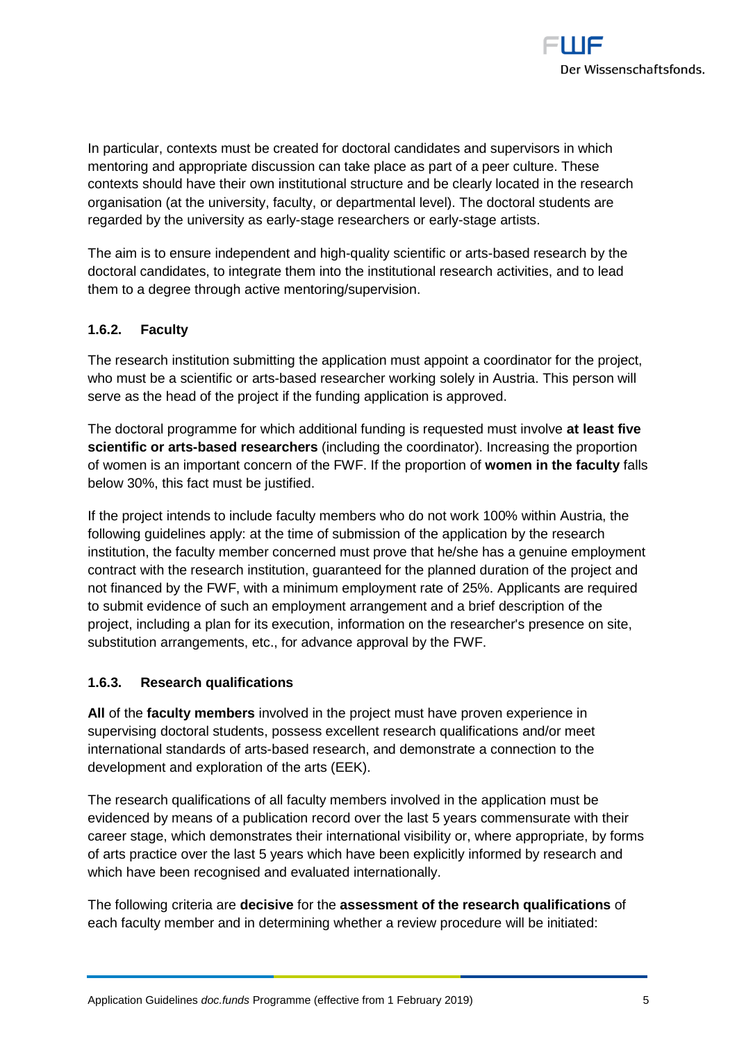In particular, contexts must be created for doctoral candidates and supervisors in which mentoring and appropriate discussion can take place as part of a peer culture. These contexts should have their own institutional structure and be clearly located in the research organisation (at the university, faculty, or departmental level). The doctoral students are regarded by the university as early-stage researchers or early-stage artists.

The aim is to ensure independent and high-quality scientific or arts-based research by the doctoral candidates, to integrate them into the institutional research activities, and to lead them to a degree through active mentoring/supervision.

### 1.6.2. Faculty

The research institution submitting the application must appoint a coordinator for the project, who must be a scientific or arts-based researcher working solely in Austria. This person will serve as the head of the project if the funding application is approved.

The doctoral programme for which additional funding is requested must involve **at least five scientific or arts-based researchers** (including the coordinator). Increasing the proportion of women is an important concern of the FWF. If the proportion of **women in the faculty** falls below 30%, this fact must be justified.

If the project intends to include faculty members who do not work 100% within Austria, the following guidelines apply: at the time of submission of the application by the research institution, the faculty member concerned must prove that he/she has a genuine employment contract with the research institution, guaranteed for the planned duration of the project and not financed by the FWF, with a minimum employment rate of 25%. Applicants are required to submit evidence of such an employment arrangement and a brief description of the project, including a plan for its execution, information on the researcher's presence on site, substitution arrangements, etc., for advance approval by the FWF.

### 1.6.3. Research qualifications

**All** of the **faculty members** involved in the project must have proven experience in supervising doctoral students, possess excellent research qualifications and/or meet international standards of arts-based research, and demonstrate a connection to the development and exploration of the arts (EEK).

The research qualifications of all faculty members involved in the application must be evidenced by means of a publication record over the last 5 years commensurate with their career stage, which demonstrates their international visibility or, where appropriate, by forms of arts practice over the last 5 years which have been explicitly informed by research and which have been recognised and evaluated internationally.

The following criteria are **decisive** for the **assessment of the research qualifications** of each faculty member and in determining whether a review procedure will be initiated: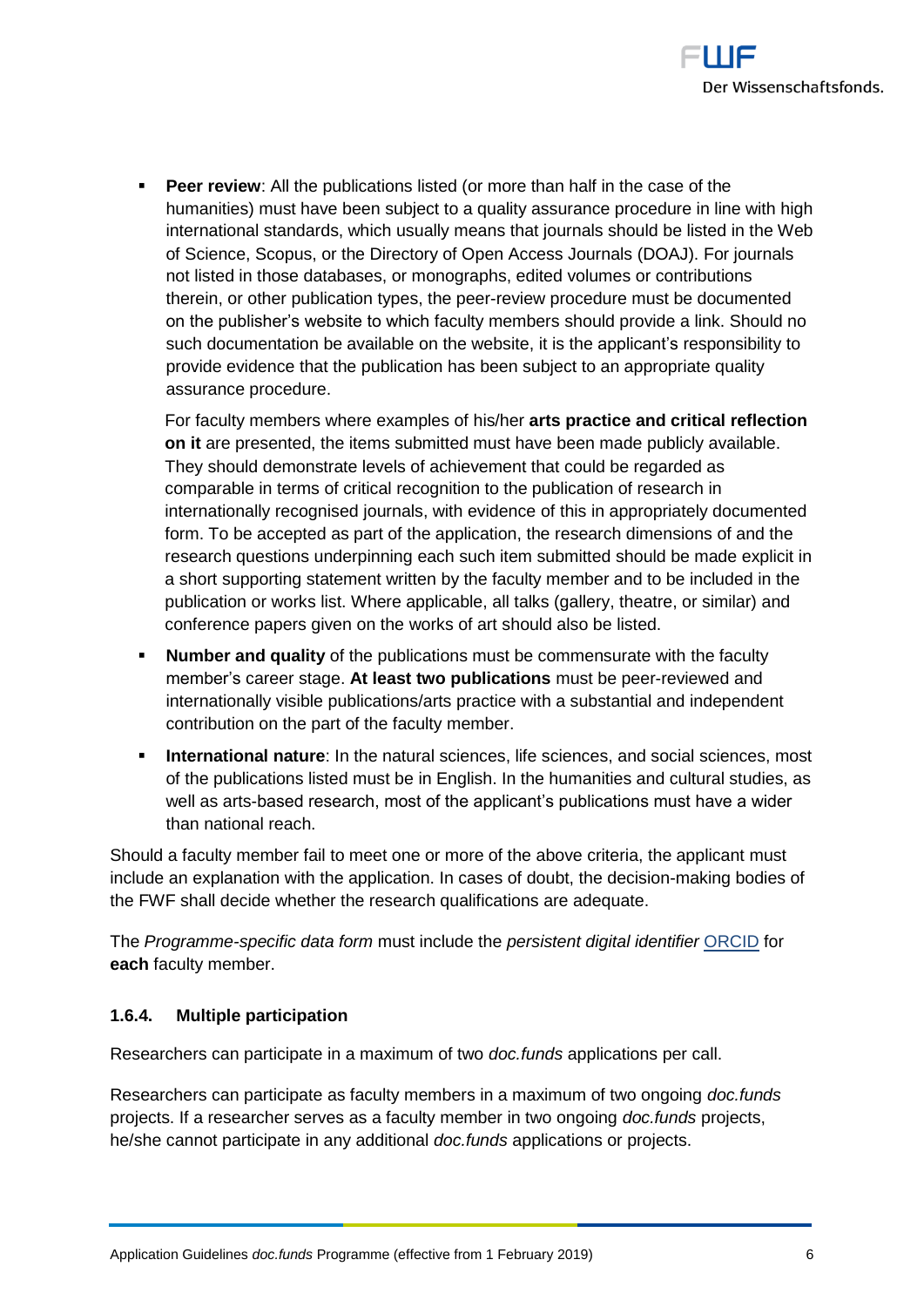- **Peer review**: All the publications listed (or more than half in the case of the humanities) must have been subject to a quality assurance procedure in line with high international standards, which usually means that journals should be listed in the Web of Science, Scopus, or the Directory of Open Access Journals (DOAJ). For journals not listed in those databases, or monographs, edited volumes or contributions therein, or other publication types, the peer-review procedure must be documented on the publisher's website to which faculty members should provide a link. Should no such documentation be available on the website, it is the applicant's responsibility to provide evidence that the publication has been subject to an appropriate quality assurance procedure.

  For faculty members where examples of his/her **arts practice and critical reflection on it** are presented, the items submitted must have been made publicly available. They should demonstrate levels of achievement that could be regarded as comparable in terms of critical recognition to the publication of research in internationally recognised journals, with evidence of this in appropriately documented form. To be accepted as part of the application, the research dimensions of and the research questions underpinning each such item submitted should be made explicit in a short supporting statement written by the faculty member and to be included in the publication or works list. Where applicable, all talks (gallery, theatre, or similar) and conference papers given on the works of art should also be listed.

- **Number and quality** of the publications must be commensurate with the faculty member's career stage. **At least two publications** must be peer-reviewed and internationally visible publications/arts practice with a substantial and independent contribution on the part of the faculty member.

- **International nature**: In the natural sciences, life sciences, and social sciences, most of the publications listed must be in English. In the humanities and cultural studies, as well as arts-based research, most of the applicant's publications must have a wider than national reach.

Should a faculty member fail to meet one or more of the above criteria, the applicant must include an explanation with the application. In cases of doubt, the decision-making bodies of the FWF shall decide whether the research qualifications are adequate.

The *Programme-specific data form* must include the *persistent digital identifier* ORCID for **each** faculty member.

### 1.6.4. Multiple participation

Researchers can participate in a maximum of two *doc.funds* applications per call.

Researchers can participate as faculty members in a maximum of two ongoing *doc.funds* projects. If a researcher serves as a faculty member in two ongoing *doc.funds* projects, he/she cannot participate in any additional *doc.funds* applications or projects.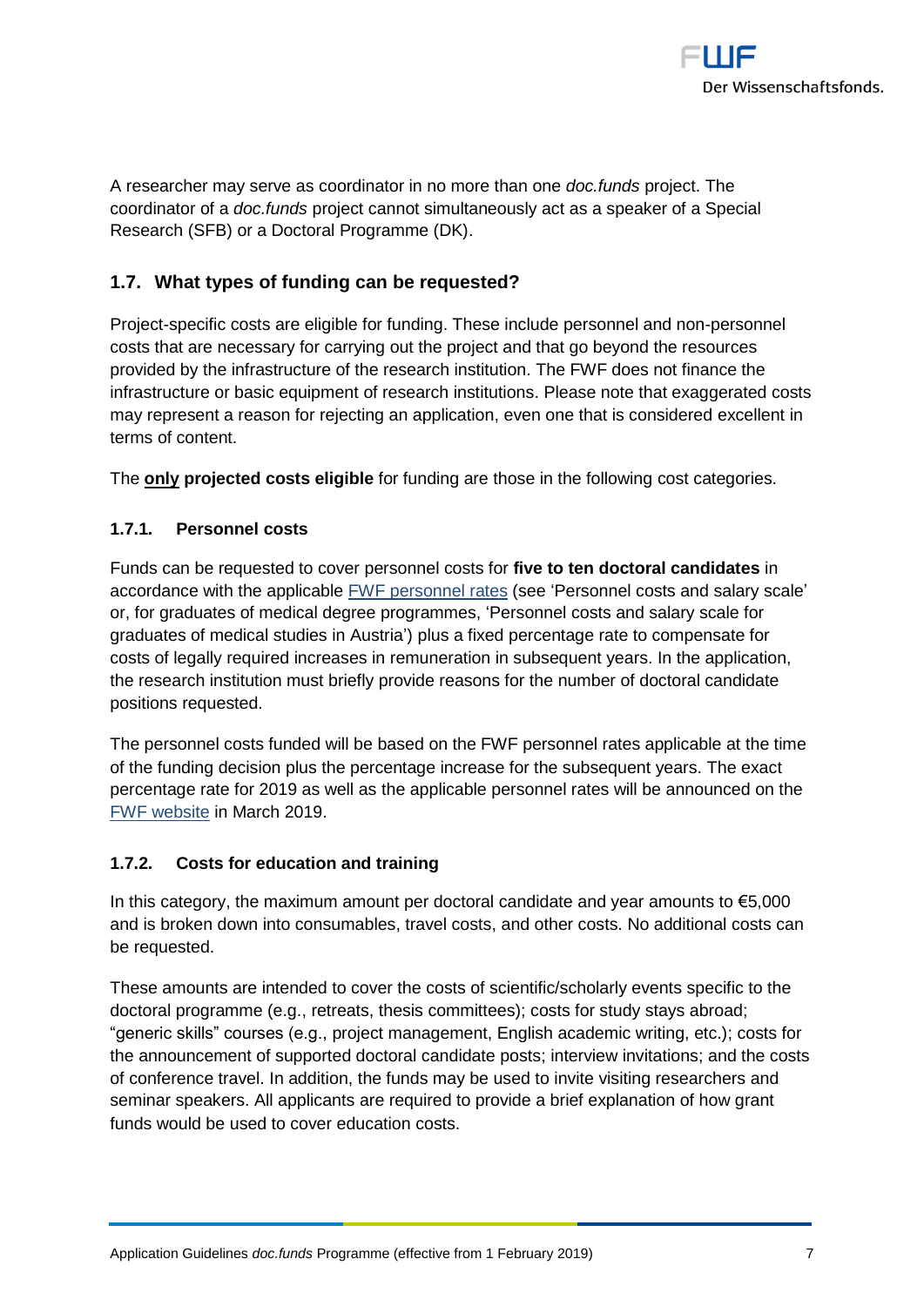A researcher may serve as coordinator in no more than one *doc.funds* project. The coordinator of a *doc.funds* project cannot simultaneously act as a speaker of a Special Research (SFB) or a Doctoral Programme (DK).

## 1.7. What types of funding can be requested?

Project-specific costs are eligible for funding. These include personnel and non-personnel costs that are necessary for carrying out the project and that go beyond the resources provided by the infrastructure of the research institution. The FWF does not finance the infrastructure or basic equipment of research institutions. Please note that exaggerated costs may represent a reason for rejecting an application, even one that is considered excellent in terms of content.

The **only projected costs eligible** for funding are those in the following cost categories.

### 1.7.1. Personnel costs

Funds can be requested to cover personnel costs for **five to ten doctoral candidates** in accordance with the applicable FWF personnel rates (see 'Personnel costs and salary scale' or, for graduates of medical degree programmes, 'Personnel costs and salary scale for graduates of medical studies in Austria') plus a fixed percentage rate to compensate for costs of legally required increases in remuneration in subsequent years. In the application, the research institution must briefly provide reasons for the number of doctoral candidate positions requested.

The personnel costs funded will be based on the FWF personnel rates applicable at the time of the funding decision plus the percentage increase for the subsequent years. The exact percentage rate for 2019 as well as the applicable personnel rates will be announced on the FWF website in March 2019.

### 1.7.2. Costs for education and training

In this category, the maximum amount per doctoral candidate and year amounts to €5,000 and is broken down into consumables, travel costs, and other costs. No additional costs can be requested.

These amounts are intended to cover the costs of scientific/scholarly events specific to the doctoral programme (e.g., retreats, thesis committees); costs for study stays abroad; "generic skills" courses (e.g., project management, English academic writing, etc.); costs for the announcement of supported doctoral candidate posts; interview invitations; and the costs of conference travel. In addition, the funds may be used to invite visiting researchers and seminar speakers. All applicants are required to provide a brief explanation of how grant funds would be used to cover education costs.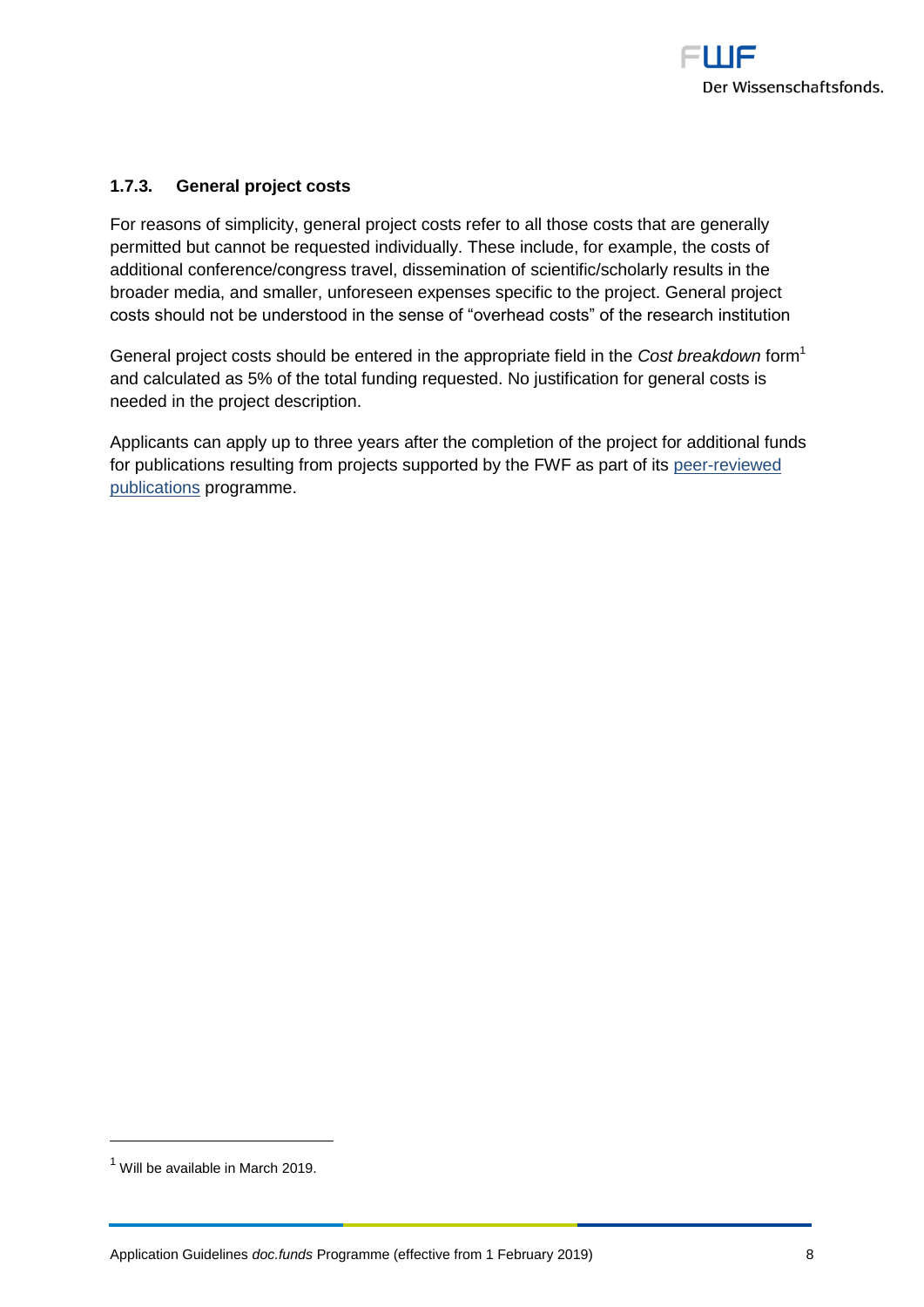### 1.7.3. General project costs

For reasons of simplicity, general project costs refer to all those costs that are generally permitted but cannot be requested individually. These include, for example, the costs of additional conference/congress travel, dissemination of scientific/scholarly results in the broader media, and smaller, unforeseen expenses specific to the project. General project costs should not be understood in the sense of "overhead costs" of the research institution

General project costs should be entered in the appropriate field in the *Cost breakdown* form[1] and calculated as 5% of the total funding requested. No justification for general costs is needed in the project description.

Applicants can apply up to three years after the completion of the project for additional funds for publications resulting from projects supported by the FWF as part of its [peer-reviewed publications](peer-reviewed publications) programme.

[1] Will be available in March 2019.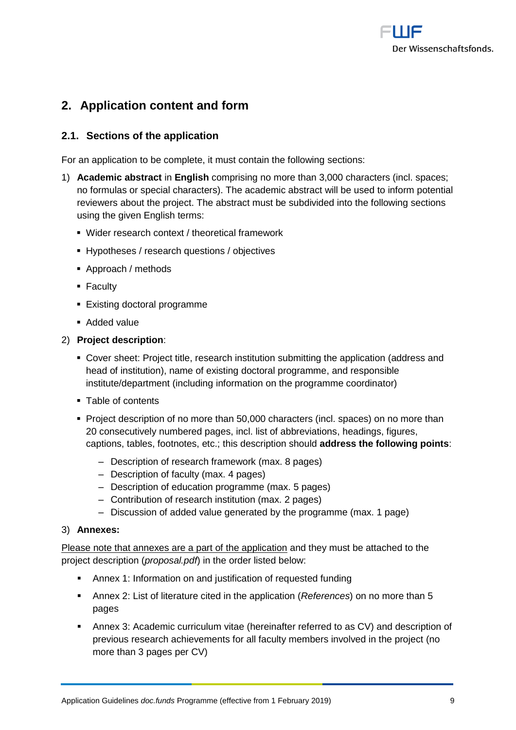## 2. Application content and form

### 2.1. Sections of the application

For an application to be complete, it must contain the following sections:

1) **Academic abstract** in **English** comprising no more than 3,000 characters (incl. spaces; no formulas or special characters). The academic abstract will be used to inform potential reviewers about the project. The abstract must be subdivided into the following sections using the given English terms:
   - Wider research context / theoretical framework
   - Hypotheses / research questions / objectives
   - Approach / methods
   - Faculty
   - Existing doctoral programme
   - Added value

2) **Project description**:
   - Cover sheet: Project title, research institution submitting the application (address and head of institution), name of existing doctoral programme, and responsible institute/department (including information on the programme coordinator)
   - Table of contents
   - Project description of no more than 50,000 characters (incl. spaces) on no more than 20 consecutively numbered pages, incl. list of abbreviations, headings, figures, captions, tables, footnotes, etc.; this description should **address the following points**:
     - Description of research framework (max. 8 pages)
     - Description of faculty (max. 4 pages)
     - Description of education programme (max. 5 pages)
     - Contribution of research institution (max. 2 pages)
     - Discussion of added value generated by the programme (max. 1 page)

3) **Annexes:**

<u>Please note that annexes are a part of the application</u> and they must be attached to the project description (*proposal.pdf*) in the order listed below:

- Annex 1: Information on and justification of requested funding
- Annex 2: List of literature cited in the application (*References*) on no more than 5 pages
- Annex 3: Academic curriculum vitae (hereinafter referred to as CV) and description of previous research achievements for all faculty members involved in the project (no more than 3 pages per CV)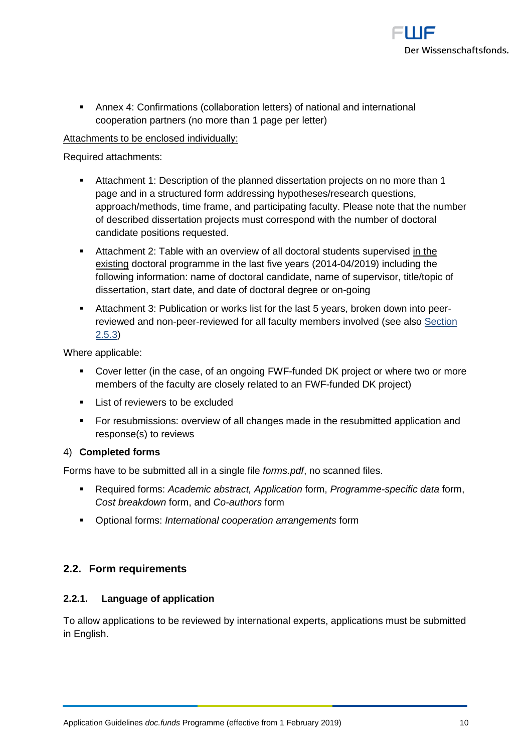- Annex 4: Confirmations (collaboration letters) of national and international cooperation partners (no more than 1 page per letter)

Attachments to be enclosed individually:

Required attachments:

- Attachment 1: Description of the planned dissertation projects on no more than 1 page and in a structured form addressing hypotheses/research questions, approach/methods, time frame, and participating faculty. Please note that the number of described dissertation projects must correspond with the number of doctoral candidate positions requested.
- Attachment 2: Table with an overview of all doctoral students supervised in the existing doctoral programme in the last five years (2014-04/2019) including the following information: name of doctoral candidate, name of supervisor, title/topic of dissertation, start date, and date of doctoral degree or on-going
- Attachment 3: Publication or works list for the last 5 years, broken down into peer-reviewed and non-peer-reviewed for all faculty members involved (see also Section 2.5.3)

Where applicable:

- Cover letter (in the case, of an ongoing FWF-funded DK project or where two or more members of the faculty are closely related to an FWF-funded DK project)
- List of reviewers to be excluded
- For resubmissions: overview of all changes made in the resubmitted application and response(s) to reviews

4) **Completed forms**

Forms have to be submitted all in a single file *forms.pdf*, no scanned files.

- Required forms: *Academic abstract, Application* form, *Programme-specific data* form, *Cost breakdown* form, and *Co-authors* form
- Optional forms: *International cooperation arrangements* form

## 2.2. Form requirements

### 2.2.1. Language of application

To allow applications to be reviewed by international experts, applications must be submitted in English.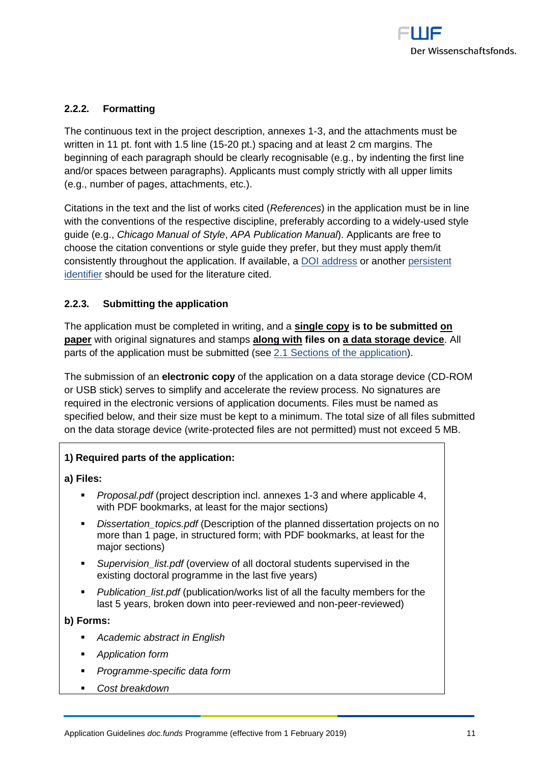### 2.2.2. Formatting

The continuous text in the project description, annexes 1-3, and the attachments must be written in 11 pt. font with 1.5 line (15-20 pt.) spacing and at least 2 cm margins. The beginning of each paragraph should be clearly recognisable (e.g., by indenting the first line and/or spaces between paragraphs). Applicants must comply strictly with all upper limits (e.g., number of pages, attachments, etc.).

Citations in the text and the list of works cited (*References*) in the application must be in line with the conventions of the respective discipline, preferably according to a widely-used style guide (e.g., *Chicago Manual of Style*, *APA Publication Manual*). Applicants are free to choose the citation conventions or style guide they prefer, but they must apply them/it consistently throughout the application. If available, a DOI address or another persistent identifier should be used for the literature cited.

### 2.2.3. Submitting the application

The application must be completed in writing, and a **single copy is to be submitted on paper** with original signatures and stamps **along with files on a data storage device**. All parts of the application must be submitted (see 2.1 Sections of the application).

The submission of an **electronic copy** of the application on a data storage device (CD-ROM or USB stick) serves to simplify and accelerate the review process. No signatures are required in the electronic versions of application documents. Files must be named as specified below, and their size must be kept to a minimum. The total size of all files submitted on the data storage device (write-protected files are not permitted) must not exceed 5 MB.

**1) Required parts of the application:**

**a) Files:**

- *Proposal.pdf* (project description incl. annexes 1-3 and where applicable 4, with PDF bookmarks, at least for the major sections)
- *Dissertation_topics.pdf* (Description of the planned dissertation projects on no more than 1 page, in structured form; with PDF bookmarks, at least for the major sections)
- *Supervision_list.pdf* (overview of all doctoral students supervised in the existing doctoral programme in the last five years)
- *Publication_list.pdf* (publication/works list of all the faculty members for the last 5 years, broken down into peer-reviewed and non-peer-reviewed)

**b) Forms:**

- *Academic abstract in English*
- *Application form*
- *Programme-specific data form*
- *Cost breakdown*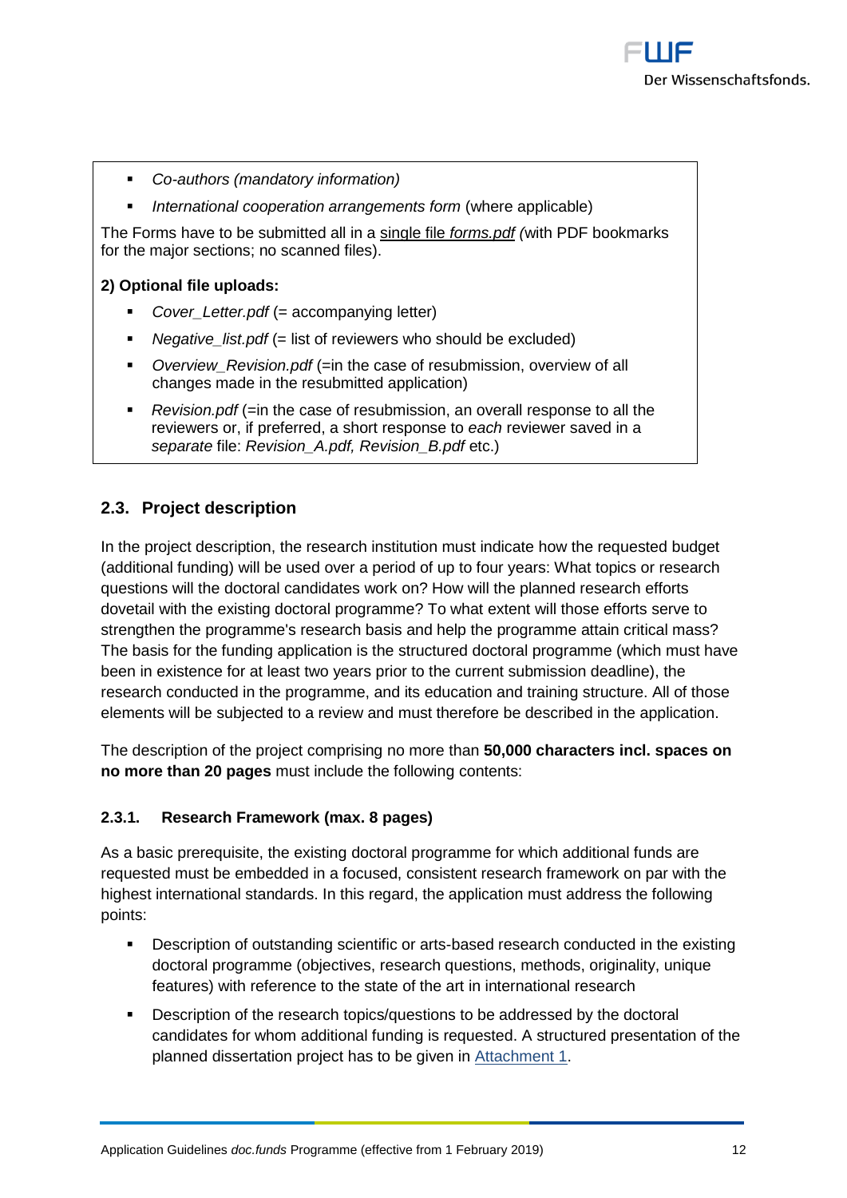- *Co-authors (mandatory information)*
- *International cooperation arrangements form* (where applicable)

The Forms have to be submitted all in a single file *forms.pdf (*with PDF bookmarks for the major sections; no scanned files).

**2) Optional file uploads:**

- *Cover_Letter.pdf* (= accompanying letter)
- *Negative_list.pdf* (= list of reviewers who should be excluded)
- *Overview_Revision.pdf* (=in the case of resubmission, overview of all changes made in the resubmitted application)
- *Revision.pdf* (=in the case of resubmission, an overall response to all the reviewers or, if preferred, a short response to *each* reviewer saved in a *separate* file: *Revision_A.pdf, Revision_B.pdf* etc.)

## 2.3. Project description

In the project description, the research institution must indicate how the requested budget (additional funding) will be used over a period of up to four years: What topics or research questions will the doctoral candidates work on? How will the planned research efforts dovetail with the existing doctoral programme? To what extent will those efforts serve to strengthen the programme's research basis and help the programme attain critical mass? The basis for the funding application is the structured doctoral programme (which must have been in existence for at least two years prior to the current submission deadline), the research conducted in the programme, and its education and training structure. All of those elements will be subjected to a review and must therefore be described in the application.

The description of the project comprising no more than **50,000 characters incl. spaces on no more than 20 pages** must include the following contents:

### 2.3.1. Research Framework (max. 8 pages)

As a basic prerequisite, the existing doctoral programme for which additional funds are requested must be embedded in a focused, consistent research framework on par with the highest international standards. In this regard, the application must address the following points:

- Description of outstanding scientific or arts-based research conducted in the existing doctoral programme (objectives, research questions, methods, originality, unique features) with reference to the state of the art in international research
- Description of the research topics/questions to be addressed by the doctoral candidates for whom additional funding is requested. A structured presentation of the planned dissertation project has to be given in Attachment 1.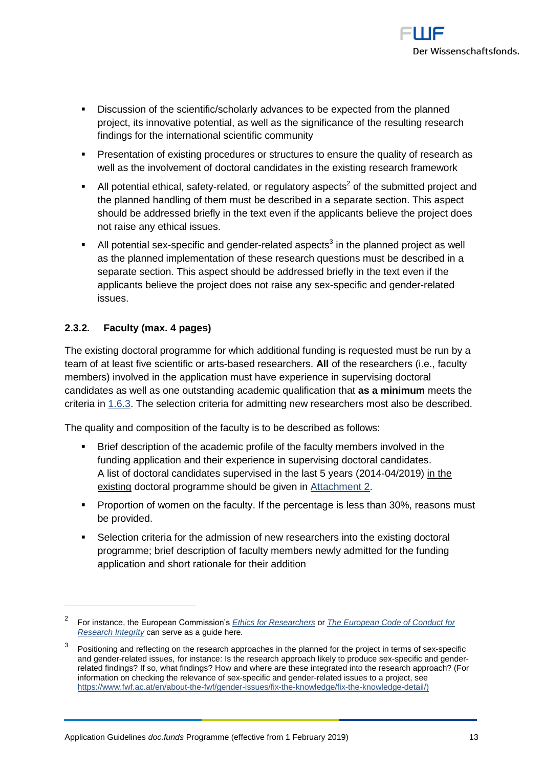- Discussion of the scientific/scholarly advances to be expected from the planned project, its innovative potential, as well as the significance of the resulting research findings for the international scientific community
- Presentation of existing procedures or structures to ensure the quality of research as well as the involvement of doctoral candidates in the existing research framework
- All potential ethical, safety-related, or regulatory aspects[2] of the submitted project and the planned handling of them must be described in a separate section. This aspect should be addressed briefly in the text even if the applicants believe the project does not raise any ethical issues.
- All potential sex-specific and gender-related aspects[3] in the planned project as well as the planned implementation of these research questions must be described in a separate section. This aspect should be addressed briefly in the text even if the applicants believe the project does not raise any sex-specific and gender-related issues.

### 2.3.2. Faculty (max. 4 pages)

The existing doctoral programme for which additional funding is requested must be run by a team of at least five scientific or arts-based researchers. **All** of the researchers (i.e., faculty members) involved in the application must have experience in supervising doctoral candidates as well as one outstanding academic qualification that **as a minimum** meets the criteria in 1.6.3. The selection criteria for admitting new researchers most also be described.

The quality and composition of the faculty is to be described as follows:

- Brief description of the academic profile of the faculty members involved in the funding application and their experience in supervising doctoral candidates.
  A list of doctoral candidates supervised in the last 5 years (2014-04/2019) in the existing doctoral programme should be given in Attachment 2.
- Proportion of women on the faculty. If the percentage is less than 30%, reasons must be provided.
- Selection criteria for the admission of new researchers into the existing doctoral programme; brief description of faculty members newly admitted for the funding application and short rationale for their addition

---

[2] For instance, the European Commission's *Ethics for Researchers* or *The European Code of Conduct for Research Integrity* can serve as a guide here.

[3] Positioning and reflecting on the research approaches in the planned for the project in terms of sex-specific and gender-related issues, for instance: Is the research approach likely to produce sex-specific and gender-related findings? If so, what findings? How and where are these integrated into the research approach? (For information on checking the relevance of sex-specific and gender-related issues to a project, see https://www.fwf.ac.at/en/about-the-fwf/gender-issues/fix-the-knowledge/fix-the-knowledge-detail/)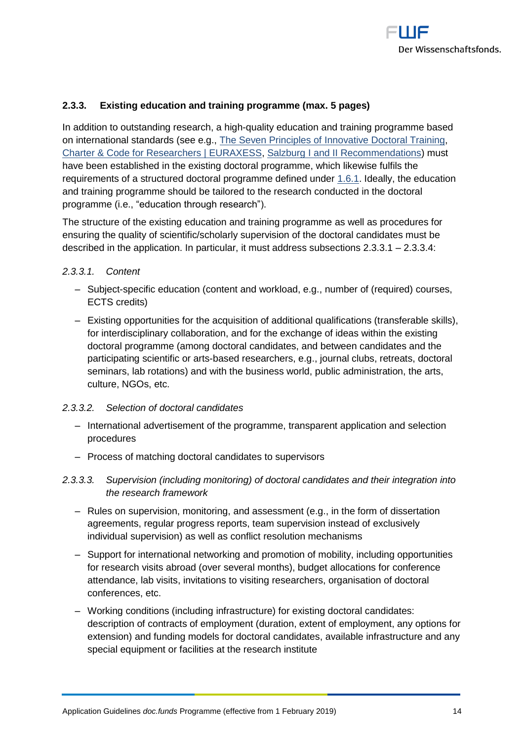### 2.3.3. Existing education and training programme (max. 5 pages)

In addition to outstanding research, a high-quality education and training programme based on international standards (see e.g., The Seven Principles of Innovative Doctoral Training, Charter & Code for Researchers | EURAXESS, Salzburg I and II Recommendations) must have been established in the existing doctoral programme, which likewise fulfils the requirements of a structured doctoral programme defined under 1.6.1. Ideally, the education and training programme should be tailored to the research conducted in the doctoral programme (i.e., "education through research").

The structure of the existing education and training programme as well as procedures for ensuring the quality of scientific/scholarly supervision of the doctoral candidates must be described in the application. In particular, it must address subsections 2.3.3.1 – 2.3.3.4:

#### *2.3.3.1. Content*

- Subject-specific education (content and workload, e.g., number of (required) courses, ECTS credits)
- Existing opportunities for the acquisition of additional qualifications (transferable skills), for interdisciplinary collaboration, and for the exchange of ideas within the existing doctoral programme (among doctoral candidates, and between candidates and the participating scientific or arts-based researchers, e.g., journal clubs, retreats, doctoral seminars, lab rotations) and with the business world, public administration, the arts, culture, NGOs, etc.

#### *2.3.3.2. Selection of doctoral candidates*

- International advertisement of the programme, transparent application and selection procedures
- Process of matching doctoral candidates to supervisors

#### *2.3.3.3. Supervision (including monitoring) of doctoral candidates and their integration into the research framework*

- Rules on supervision, monitoring, and assessment (e.g., in the form of dissertation agreements, regular progress reports, team supervision instead of exclusively individual supervision) as well as conflict resolution mechanisms
- Support for international networking and promotion of mobility, including opportunities for research visits abroad (over several months), budget allocations for conference attendance, lab visits, invitations to visiting researchers, organisation of doctoral conferences, etc.
- Working conditions (including infrastructure) for existing doctoral candidates: description of contracts of employment (duration, extent of employment, any options for extension) and funding models for doctoral candidates, available infrastructure and any special equipment or facilities at the research institute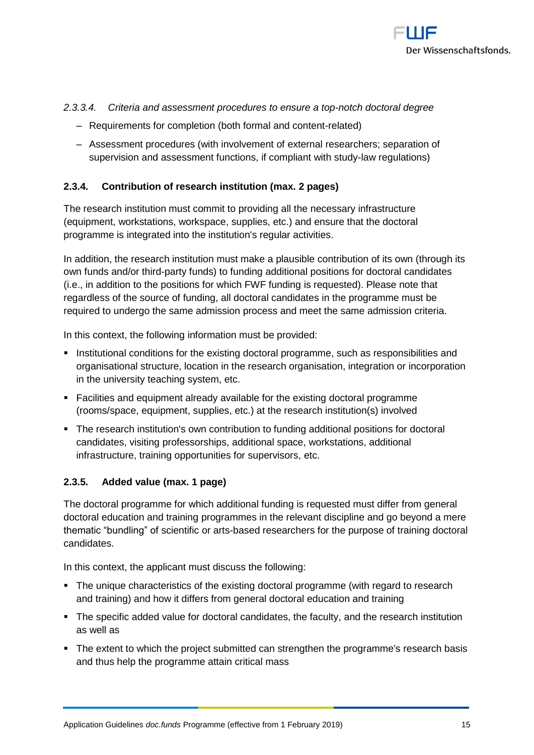#### *2.3.3.4. Criteria and assessment procedures to ensure a top-notch doctoral degree*

- Requirements for completion (both formal and content-related)
- Assessment procedures (with involvement of external researchers; separation of supervision and assessment functions, if compliant with study-law regulations)

### **2.3.4. Contribution of research institution (max. 2 pages)**

The research institution must commit to providing all the necessary infrastructure (equipment, workstations, workspace, supplies, etc.) and ensure that the doctoral programme is integrated into the institution's regular activities.

In addition, the research institution must make a plausible contribution of its own (through its own funds and/or third-party funds) to funding additional positions for doctoral candidates (i.e., in addition to the positions for which FWF funding is requested). Please note that regardless of the source of funding, all doctoral candidates in the programme must be required to undergo the same admission process and meet the same admission criteria.

In this context, the following information must be provided:

- Institutional conditions for the existing doctoral programme, such as responsibilities and organisational structure, location in the research organisation, integration or incorporation in the university teaching system, etc.
- Facilities and equipment already available for the existing doctoral programme (rooms/space, equipment, supplies, etc.) at the research institution(s) involved
- The research institution's own contribution to funding additional positions for doctoral candidates, visiting professorships, additional space, workstations, additional infrastructure, training opportunities for supervisors, etc.

### **2.3.5. Added value (max. 1 page)**

The doctoral programme for which additional funding is requested must differ from general doctoral education and training programmes in the relevant discipline and go beyond a mere thematic "bundling" of scientific or arts-based researchers for the purpose of training doctoral candidates.

In this context, the applicant must discuss the following:

- The unique characteristics of the existing doctoral programme (with regard to research and training) and how it differs from general doctoral education and training
- The specific added value for doctoral candidates, the faculty, and the research institution as well as
- The extent to which the project submitted can strengthen the programme's research basis and thus help the programme attain critical mass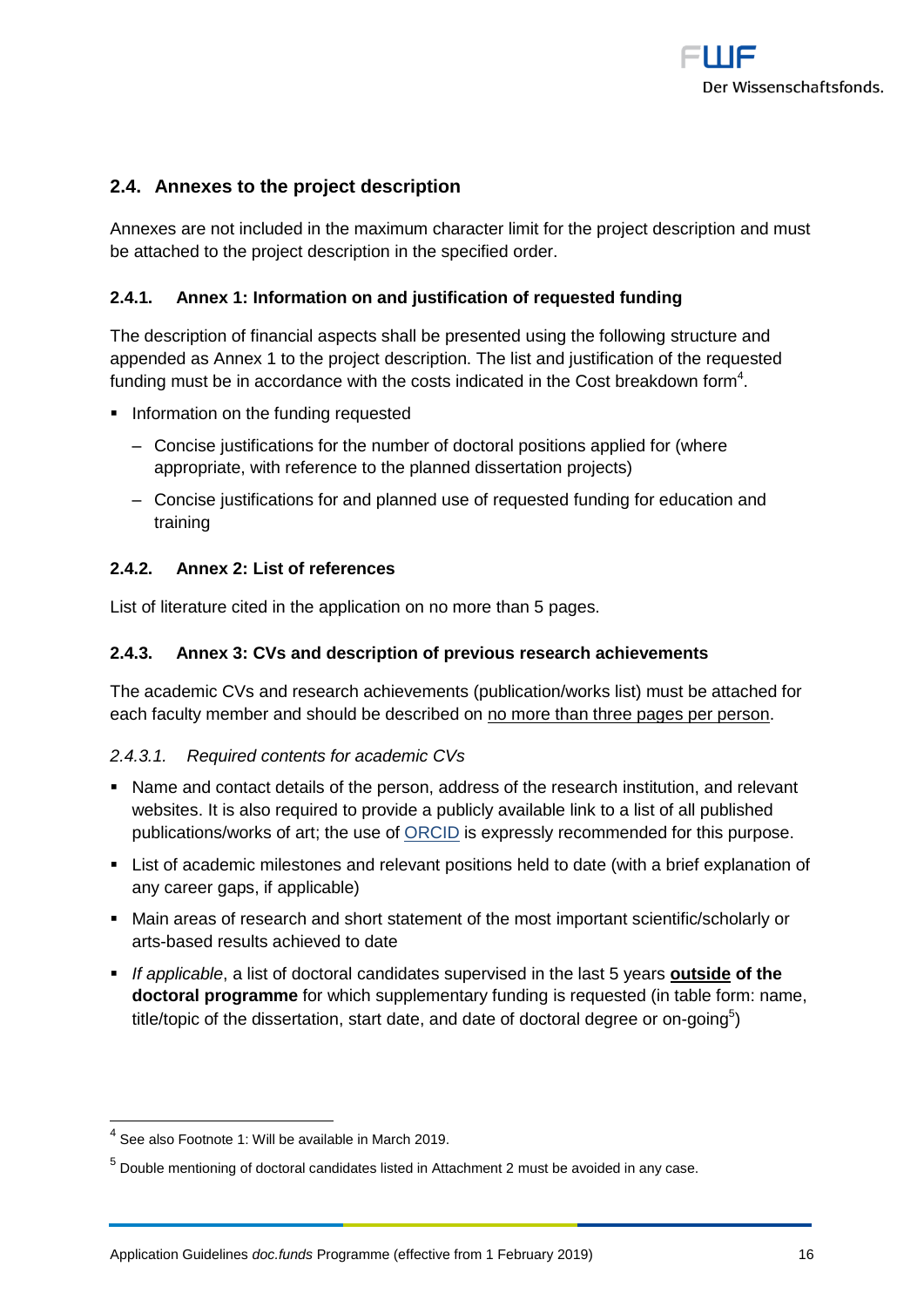## 2.4. Annexes to the project description

Annexes are not included in the maximum character limit for the project description and must be attached to the project description in the specified order.

### 2.4.1. Annex 1: Information on and justification of requested funding

The description of financial aspects shall be presented using the following structure and appended as Annex 1 to the project description. The list and justification of the requested funding must be in accordance with the costs indicated in the Cost breakdown form[4].

- Information on the funding requested
  - Concise justifications for the number of doctoral positions applied for (where appropriate, with reference to the planned dissertation projects)
  - Concise justifications for and planned use of requested funding for education and training

### 2.4.2. Annex 2: List of references

List of literature cited in the application on no more than 5 pages.

### 2.4.3. Annex 3: CVs and description of previous research achievements

The academic CVs and research achievements (publication/works list) must be attached for each faculty member and should be described on <u>no more than three pages per person</u>.

#### *2.4.3.1. Required contents for academic CVs*

- Name and contact details of the person, address of the research institution, and relevant websites. It is also required to provide a publicly available link to a list of all published publications/works of art; the use of [ORCID](https://orcid.org) is expressly recommended for this purpose.
- List of academic milestones and relevant positions held to date (with a brief explanation of any career gaps, if applicable)
- Main areas of research and short statement of the most important scientific/scholarly or arts-based results achieved to date
- *If applicable*, a list of doctoral candidates supervised in the last 5 years **<u>outside</u> of the doctoral programme** for which supplementary funding is requested (in table form: name, title/topic of the dissertation, start date, and date of doctoral degree or on-going[5])

---

[4] See also Footnote 1: Will be available in March 2019.

[5] Double mentioning of doctoral candidates listed in Attachment 2 must be avoided in any case.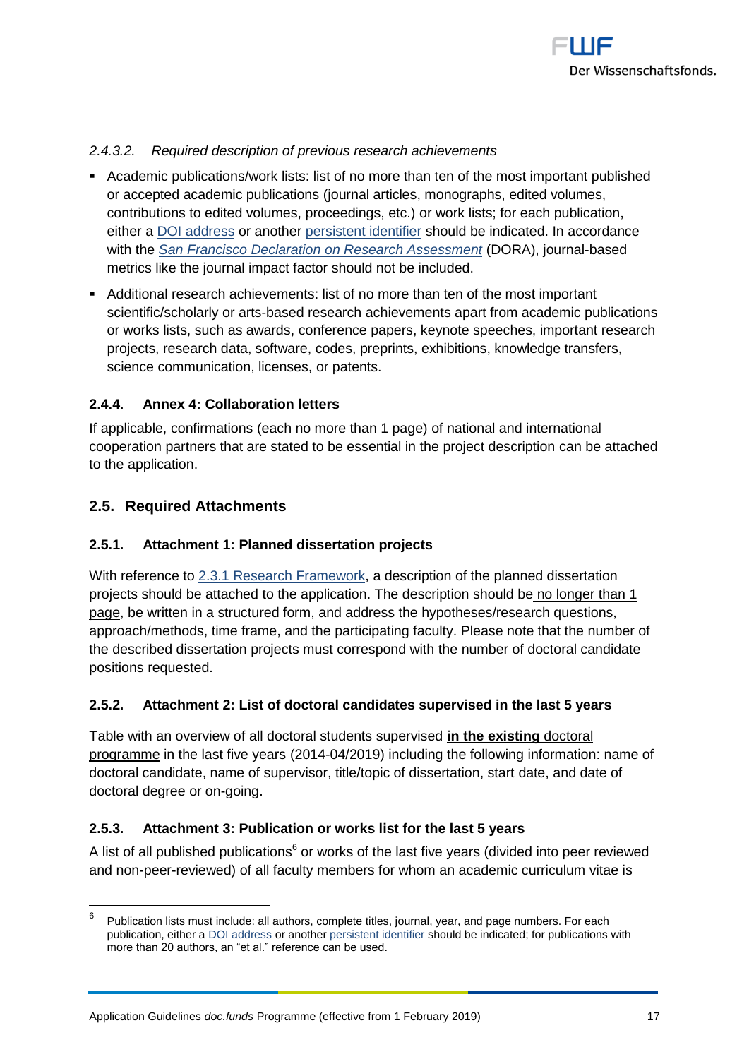#### *2.4.3.2. Required description of previous research achievements*

- Academic publications/work lists: list of no more than ten of the most important published or accepted academic publications (journal articles, monographs, edited volumes, contributions to edited volumes, proceedings, etc.) or work lists; for each publication, either a DOI address or another persistent identifier should be indicated. In accordance with the *San Francisco Declaration on Research Assessment* (DORA), journal-based metrics like the journal impact factor should not be included.
- Additional research achievements: list of no more than ten of the most important scientific/scholarly or arts-based research achievements apart from academic publications or works lists, such as awards, conference papers, keynote speeches, important research projects, research data, software, codes, preprints, exhibitions, knowledge transfers, science communication, licenses, or patents.

### 2.4.4. Annex 4: Collaboration letters

If applicable, confirmations (each no more than 1 page) of national and international cooperation partners that are stated to be essential in the project description can be attached to the application.

## 2.5. Required Attachments

### 2.5.1. Attachment 1: Planned dissertation projects

With reference to 2.3.1 Research Framework, a description of the planned dissertation projects should be attached to the application. The description should be no longer than 1 page, be written in a structured form, and address the hypotheses/research questions, approach/methods, time frame, and the participating faculty. Please note that the number of the described dissertation projects must correspond with the number of doctoral candidate positions requested.

### 2.5.2. Attachment 2: List of doctoral candidates supervised in the last 5 years

Table with an overview of all doctoral students supervised **in the existing** doctoral programme in the last five years (2014-04/2019) including the following information: name of doctoral candidate, name of supervisor, title/topic of dissertation, start date, and date of doctoral degree or on-going.

### 2.5.3. Attachment 3: Publication or works list for the last 5 years

A list of all published publications[6] or works of the last five years (divided into peer reviewed and non-peer-reviewed) of all faculty members for whom an academic curriculum vitae is

[6] Publication lists must include: all authors, complete titles, journal, year, and page numbers. For each publication, either a DOI address or another persistent identifier should be indicated; for publications with more than 20 authors, an "et al." reference can be used.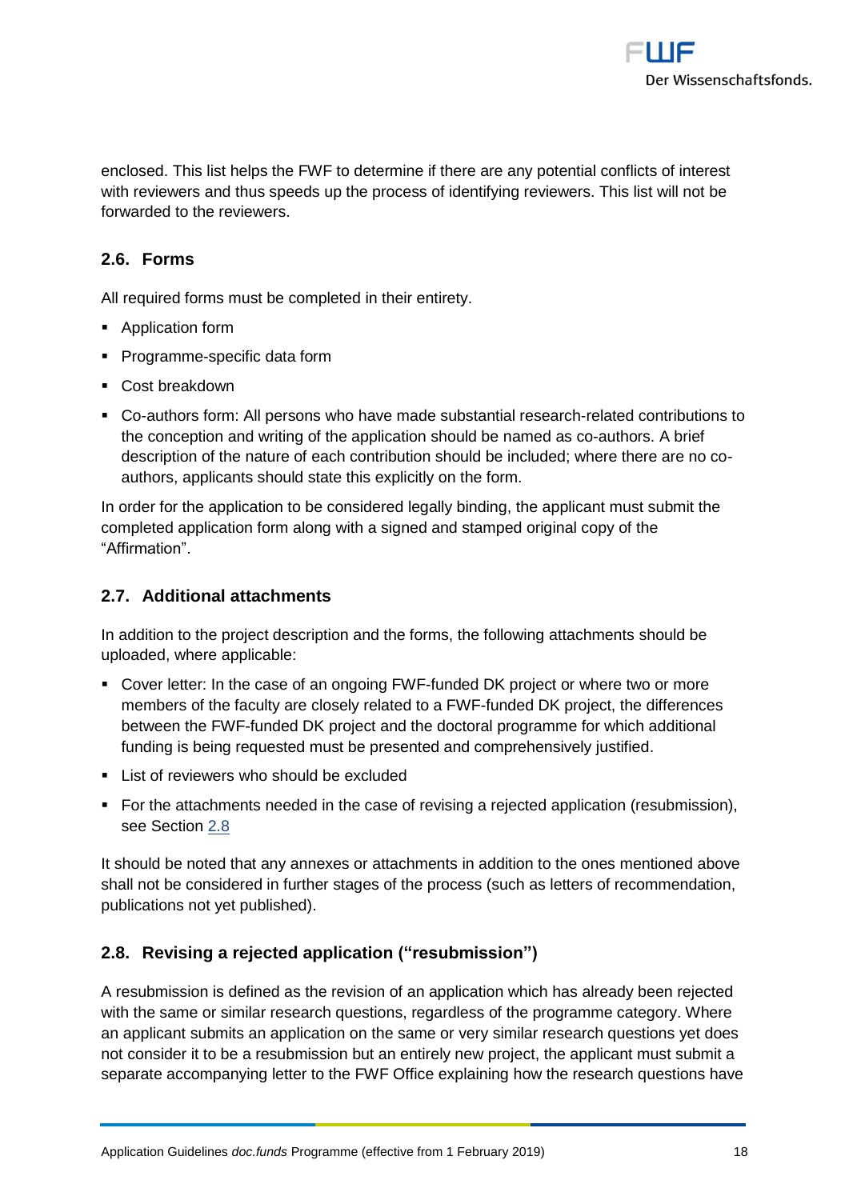enclosed. This list helps the FWF to determine if there are any potential conflicts of interest with reviewers and thus speeds up the process of identifying reviewers. This list will not be forwarded to the reviewers.

## 2.6. Forms

All required forms must be completed in their entirety.

- Application form
- Programme-specific data form
- Cost breakdown
- Co-authors form: All persons who have made substantial research-related contributions to the conception and writing of the application should be named as co-authors. A brief description of the nature of each contribution should be included; where there are no co-authors, applicants should state this explicitly on the form.

In order for the application to be considered legally binding, the applicant must submit the completed application form along with a signed and stamped original copy of the "Affirmation".

## 2.7. Additional attachments

In addition to the project description and the forms, the following attachments should be uploaded, where applicable:

- Cover letter: In the case of an ongoing FWF-funded DK project or where two or more members of the faculty are closely related to a FWF-funded DK project, the differences between the FWF-funded DK project and the doctoral programme for which additional funding is being requested must be presented and comprehensively justified.
- List of reviewers who should be excluded
- For the attachments needed in the case of revising a rejected application (resubmission), see Section 2.8

It should be noted that any annexes or attachments in addition to the ones mentioned above shall not be considered in further stages of the process (such as letters of recommendation, publications not yet published).

## 2.8. Revising a rejected application ("resubmission")

A resubmission is defined as the revision of an application which has already been rejected with the same or similar research questions, regardless of the programme category. Where an applicant submits an application on the same or very similar research questions yet does not consider it to be a resubmission but an entirely new project, the applicant must submit a separate accompanying letter to the FWF Office explaining how the research questions have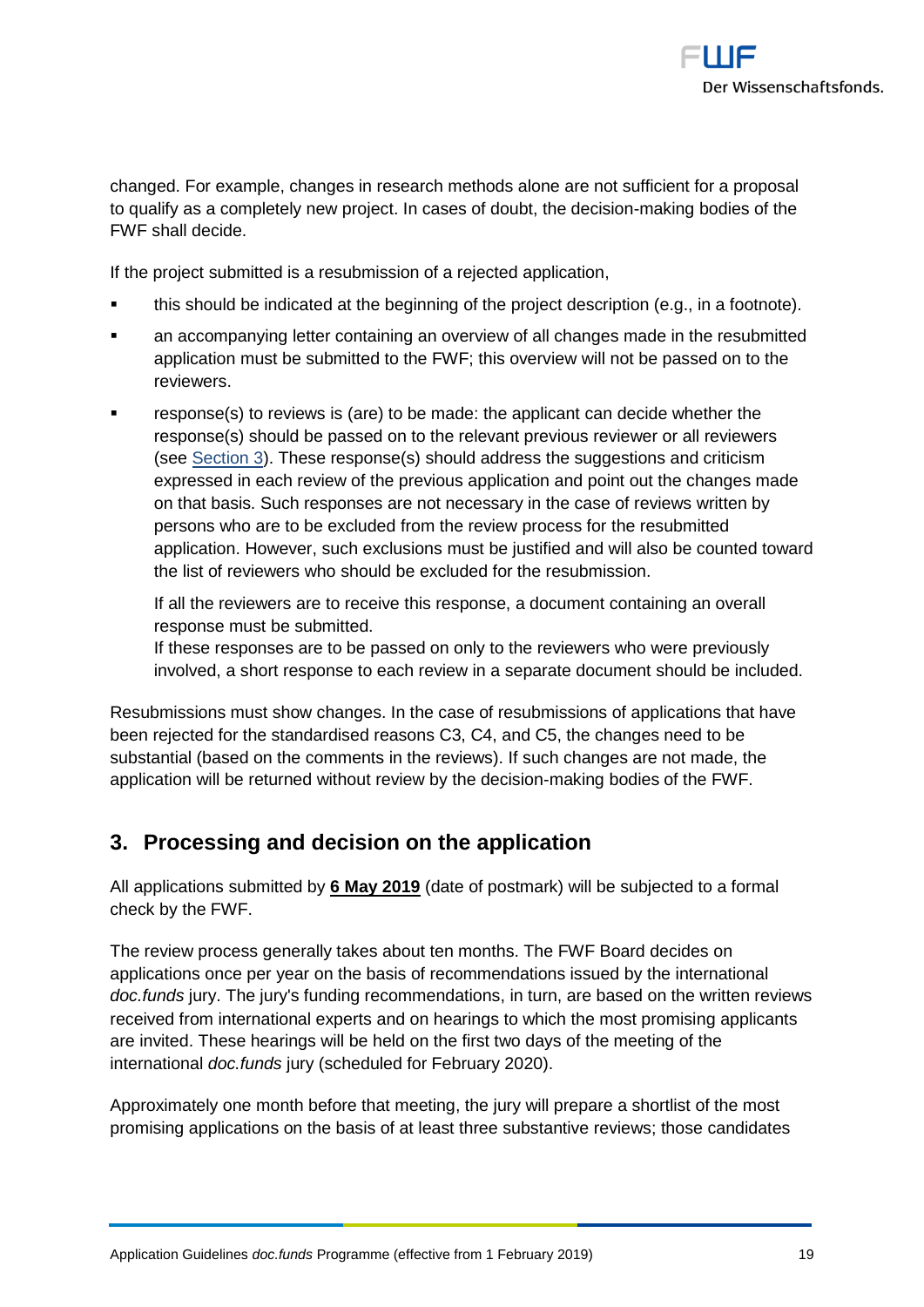changed. For example, changes in research methods alone are not sufficient for a proposal to qualify as a completely new project. In cases of doubt, the decision-making bodies of the FWF shall decide.

If the project submitted is a resubmission of a rejected application,

- this should be indicated at the beginning of the project description (e.g., in a footnote).
- an accompanying letter containing an overview of all changes made in the resubmitted application must be submitted to the FWF; this overview will not be passed on to the reviewers.
- response(s) to reviews is (are) to be made: the applicant can decide whether the response(s) should be passed on to the relevant previous reviewer or all reviewers (see Section 3). These response(s) should address the suggestions and criticism expressed in each review of the previous application and point out the changes made on that basis. Such responses are not necessary in the case of reviews written by persons who are to be excluded from the review process for the resubmitted application. However, such exclusions must be justified and will also be counted toward the list of reviewers who should be excluded for the resubmission.

  If all the reviewers are to receive this response, a document containing an overall response must be submitted.
  If these responses are to be passed on only to the reviewers who were previously involved, a short response to each review in a separate document should be included.

Resubmissions must show changes. In the case of resubmissions of applications that have been rejected for the standardised reasons C3, C4, and C5, the changes need to be substantial (based on the comments in the reviews). If such changes are not made, the application will be returned without review by the decision-making bodies of the FWF.

## 3. Processing and decision on the application

All applications submitted by **6 May 2019** (date of postmark) will be subjected to a formal check by the FWF.

The review process generally takes about ten months. The FWF Board decides on applications once per year on the basis of recommendations issued by the international *doc.funds* jury. The jury's funding recommendations, in turn, are based on the written reviews received from international experts and on hearings to which the most promising applicants are invited. These hearings will be held on the first two days of the meeting of the international *doc.funds* jury (scheduled for February 2020).

Approximately one month before that meeting, the jury will prepare a shortlist of the most promising applications on the basis of at least three substantive reviews; those candidates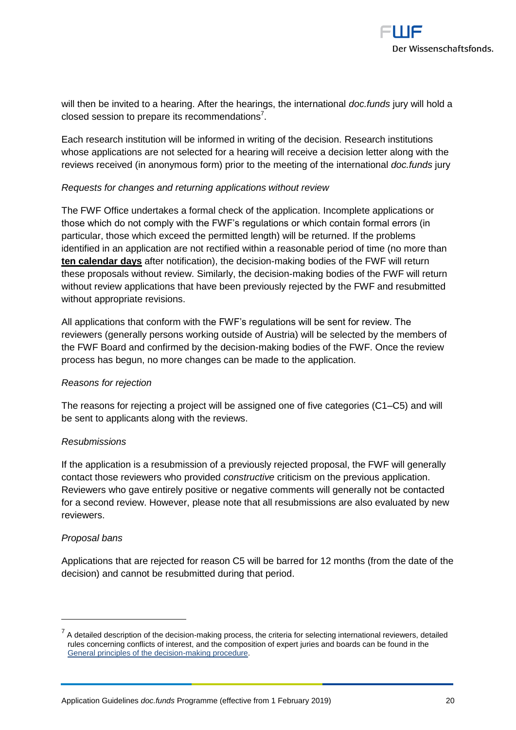will then be invited to a hearing. After the hearings, the international *doc.funds* jury will hold a closed session to prepare its recommendations[7].

Each research institution will be informed in writing of the decision. Research institutions whose applications are not selected for a hearing will receive a decision letter along with the reviews received (in anonymous form) prior to the meeting of the international *doc.funds* jury

*Requests for changes and returning applications without review*

The FWF Office undertakes a formal check of the application. Incomplete applications or those which do not comply with the FWF's regulations or which contain formal errors (in particular, those which exceed the permitted length) will be returned. If the problems identified in an application are not rectified within a reasonable period of time (no more than **ten calendar days** after notification), the decision-making bodies of the FWF will return these proposals without review. Similarly, the decision-making bodies of the FWF will return without review applications that have been previously rejected by the FWF and resubmitted without appropriate revisions.

All applications that conform with the FWF's regulations will be sent for review. The reviewers (generally persons working outside of Austria) will be selected by the members of the FWF Board and confirmed by the decision-making bodies of the FWF. Once the review process has begun, no more changes can be made to the application.

*Reasons for rejection*

The reasons for rejecting a project will be assigned one of five categories (C1–C5) and will be sent to applicants along with the reviews.

*Resubmissions*

If the application is a resubmission of a previously rejected proposal, the FWF will generally contact those reviewers who provided *constructive* criticism on the previous application. Reviewers who gave entirely positive or negative comments will generally not be contacted for a second review. However, please note that all resubmissions are also evaluated by new reviewers.

*Proposal bans*

Applications that are rejected for reason C5 will be barred for 12 months (from the date of the decision) and cannot be resubmitted during that period.

---

[7] A detailed description of the decision-making process, the criteria for selecting international reviewers, detailed rules concerning conflicts of interest, and the composition of expert juries and boards can be found in the [General principles of the decision-making procedure](General principles of the decision-making procedure).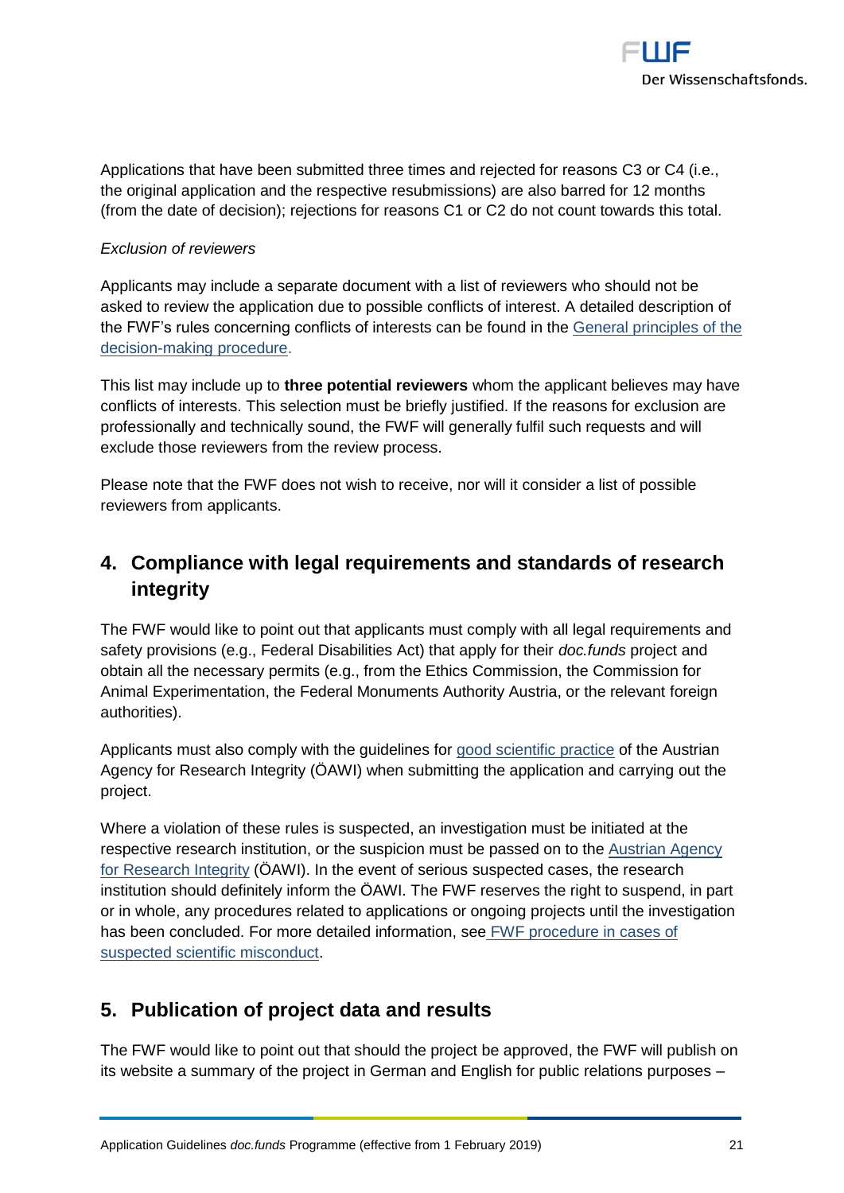Applications that have been submitted three times and rejected for reasons C3 or C4 (i.e., the original application and the respective resubmissions) are also barred for 12 months (from the date of decision); rejections for reasons C1 or C2 do not count towards this total.

*Exclusion of reviewers*

Applicants may include a separate document with a list of reviewers who should not be asked to review the application due to possible conflicts of interest. A detailed description of the FWF's rules concerning conflicts of interests can be found in the General principles of the decision-making procedure.

This list may include up to **three potential reviewers** whom the applicant believes may have conflicts of interests. This selection must be briefly justified. If the reasons for exclusion are professionally and technically sound, the FWF will generally fulfil such requests and will exclude those reviewers from the review process.

Please note that the FWF does not wish to receive, nor will it consider a list of possible reviewers from applicants.

## 4. Compliance with legal requirements and standards of research integrity

The FWF would like to point out that applicants must comply with all legal requirements and safety provisions (e.g., Federal Disabilities Act) that apply for their *doc.funds* project and obtain all the necessary permits (e.g., from the Ethics Commission, the Commission for Animal Experimentation, the Federal Monuments Authority Austria, or the relevant foreign authorities).

Applicants must also comply with the guidelines for good scientific practice of the Austrian Agency for Research Integrity (ÖAWI) when submitting the application and carrying out the project.

Where a violation of these rules is suspected, an investigation must be initiated at the respective research institution, or the suspicion must be passed on to the Austrian Agency for Research Integrity (ÖAWI). In the event of serious suspected cases, the research institution should definitely inform the ÖAWI. The FWF reserves the right to suspend, in part or in whole, any procedures related to applications or ongoing projects until the investigation has been concluded. For more detailed information, see FWF procedure in cases of suspected scientific misconduct.

## 5. Publication of project data and results

The FWF would like to point out that should the project be approved, the FWF will publish on its website a summary of the project in German and English for public relations purposes –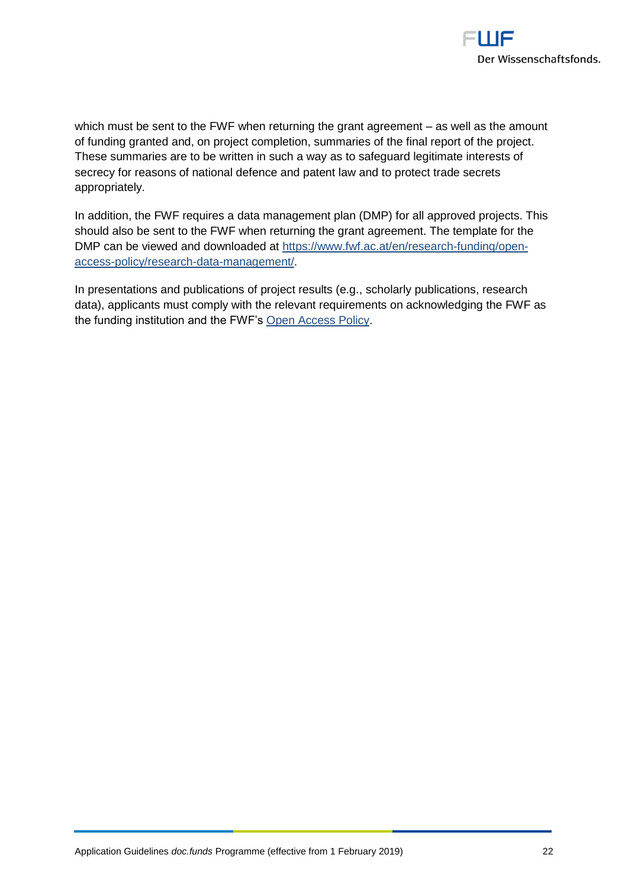which must be sent to the FWF when returning the grant agreement – as well as the amount of funding granted and, on project completion, summaries of the final report of the project. These summaries are to be written in such a way as to safeguard legitimate interests of secrecy for reasons of national defence and patent law and to protect trade secrets appropriately.

In addition, the FWF requires a data management plan (DMP) for all approved projects. This should also be sent to the FWF when returning the grant agreement. The template for the DMP can be viewed and downloaded at [https://www.fwf.ac.at/en/research-funding/open-access-policy/research-data-management/](https://www.fwf.ac.at/en/research-funding/open-access-policy/research-data-management/).

In presentations and publications of project results (e.g., scholarly publications, research data), applicants must comply with the relevant requirements on acknowledging the FWF as the funding institution and the FWF's Open Access Policy.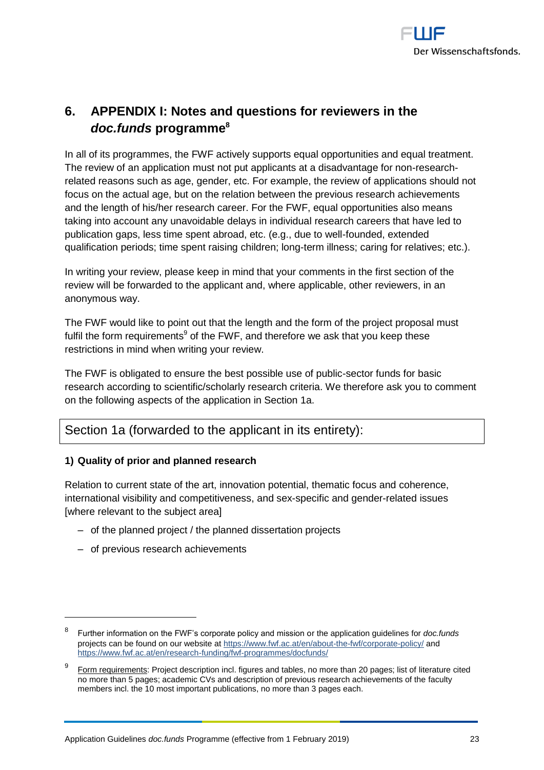# 6. APPENDIX I: Notes and questions for reviewers in the *doc.funds* programme[8]

In all of its programmes, the FWF actively supports equal opportunities and equal treatment. The review of an application must not put applicants at a disadvantage for non-research-related reasons such as age, gender, etc. For example, the review of applications should not focus on the actual age, but on the relation between the previous research achievements and the length of his/her research career. For the FWF, equal opportunities also means taking into account any unavoidable delays in individual research careers that have led to publication gaps, less time spent abroad, etc. (e.g., due to well-founded, extended qualification periods; time spent raising children; long-term illness; caring for relatives; etc.).

In writing your review, please keep in mind that your comments in the first section of the review will be forwarded to the applicant and, where applicable, other reviewers, in an anonymous way.

The FWF would like to point out that the length and the form of the project proposal must fulfil the form requirements[9] of the FWF, and therefore we ask that you keep these restrictions in mind when writing your review.

The FWF is obligated to ensure the best possible use of public-sector funds for basic research according to scientific/scholarly research criteria. We therefore ask you to comment on the following aspects of the application in Section 1a.

## Section 1a (forwarded to the applicant in its entirety):

**1) Quality of prior and planned research**

Relation to current state of the art, innovation potential, thematic focus and coherence, international visibility and competitiveness, and sex-specific and gender-related issues [where relevant to the subject area]

- of the planned project / the planned dissertation projects
- of previous research achievements

---

[8] Further information on the FWF's corporate policy and mission or the application guidelines for *doc.funds* projects can be found on our website at https://www.fwf.ac.at/en/about-the-fwf/corporate-policy/ and https://www.fwf.ac.at/en/research-funding/fwf-programmes/docfunds/

[9] Form requirements: Project description incl. figures and tables, no more than 20 pages; list of literature cited no more than 5 pages; academic CVs and description of previous research achievements of the faculty members incl. the 10 most important publications, no more than 3 pages each.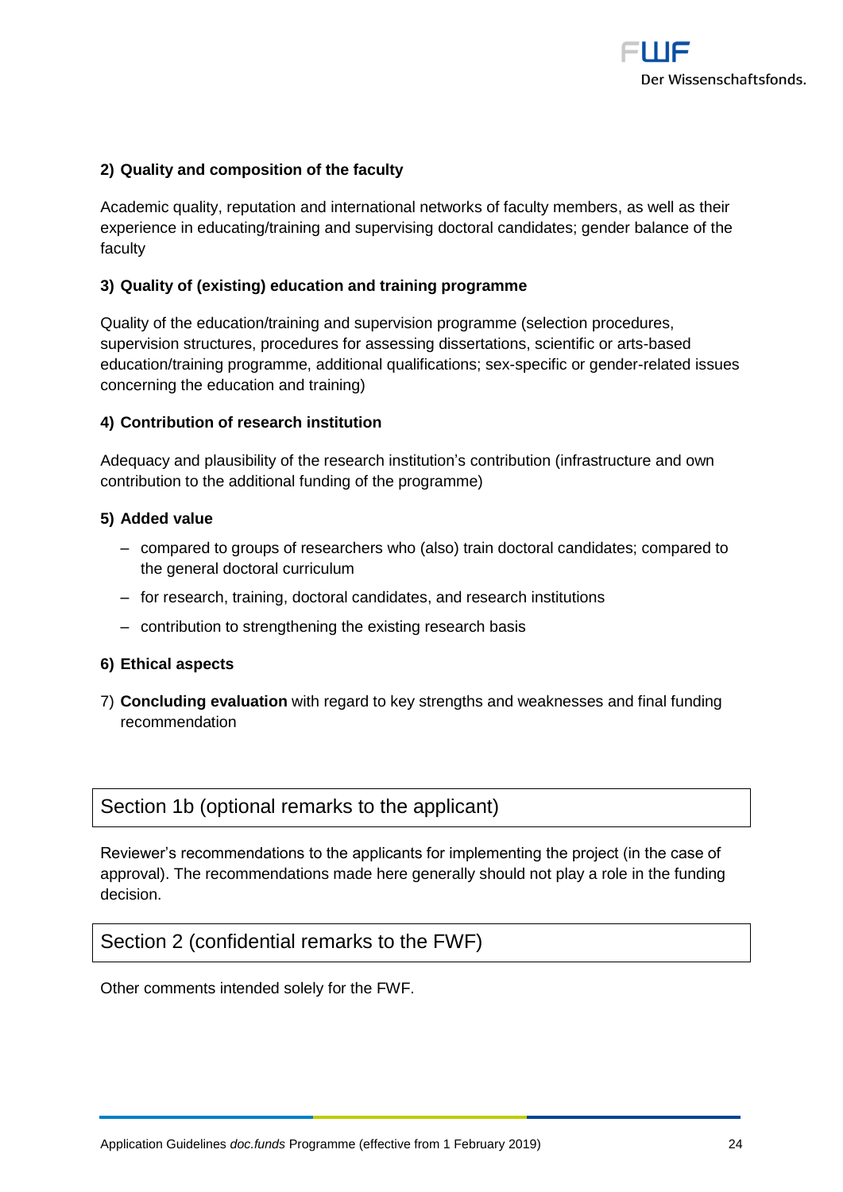**2) Quality and composition of the faculty**

Academic quality, reputation and international networks of faculty members, as well as their experience in educating/training and supervising doctoral candidates; gender balance of the faculty

**3) Quality of (existing) education and training programme**

Quality of the education/training and supervision programme (selection procedures, supervision structures, procedures for assessing dissertations, scientific or arts-based education/training programme, additional qualifications; sex-specific or gender-related issues concerning the education and training)

**4) Contribution of research institution**

Adequacy and plausibility of the research institution's contribution (infrastructure and own contribution to the additional funding of the programme)

**5) Added value**

- compared to groups of researchers who (also) train doctoral candidates; compared to the general doctoral curriculum
- for research, training, doctoral candidates, and research institutions
- contribution to strengthening the existing research basis

**6) Ethical aspects**

7) **Concluding evaluation** with regard to key strengths and weaknesses and final funding recommendation

## Section 1b (optional remarks to the applicant)

Reviewer's recommendations to the applicants for implementing the project (in the case of approval). The recommendations made here generally should not play a role in the funding decision.

## Section 2 (confidential remarks to the FWF)

Other comments intended solely for the FWF.